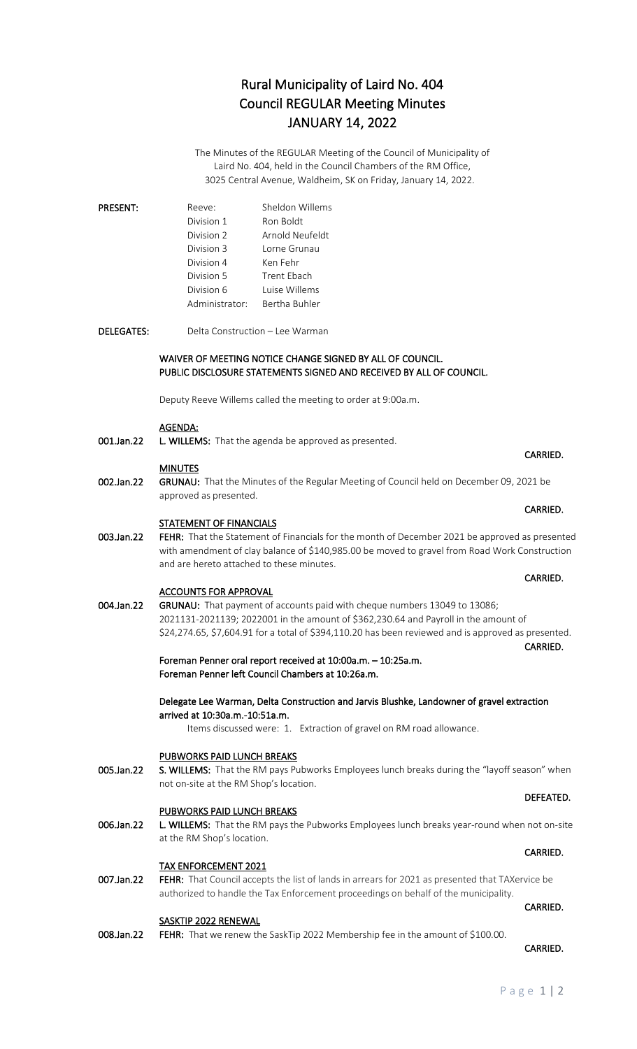# Rural Municipality of Laird No. 404
# Council REGULAR Meeting Minutes
# JANUARY 14, 2022

The Minutes of the REGULAR Meeting of the Council of Municipality of Laird No. 404, held in the Council Chambers of the RM Office, 3025 Central Avenue, Waldheim, SK on Friday, January 14, 2022.

**PRESENT:**

| | |
|---|---|
| Reeve: | Sheldon Willems |
| Division 1 | Ron Boldt |
| Division 2 | Arnold Neufeldt |
| Division 3 | Lorne Grunau |
| Division 4 | Ken Fehr |
| Division 5 | Trent Ebach |
| Division 6 | Luise Willems |
| Administrator: | Bertha Buhler |

**DELEGATES:** Delta Construction – Lee Warman

**WAIVER OF MEETING NOTICE CHANGE SIGNED BY ALL OF COUNCIL.**
**PUBLIC DISCLOSURE STATEMENTS SIGNED AND RECEIVED BY ALL OF COUNCIL.**

Deputy Reeve Willems called the meeting to order at 9:00a.m.

**AGENDA:**

**001.Jan.22** **L. WILLEMS:** That the agenda be approved as presented.

**CARRIED.**

**MINUTES**

**002.Jan.22** **GRUNAU:** That the Minutes of the Regular Meeting of Council held on December 09, 2021 be approved as presented.

**CARRIED.**

**STATEMENT OF FINANCIALS**

**003.Jan.22** **FEHR:** That the Statement of Financials for the month of December 2021 be approved as presented with amendment of clay balance of $140,985.00 be moved to gravel from Road Work Construction and are hereto attached to these minutes.

**CARRIED.**

**ACCOUNTS FOR APPROVAL**

**004.Jan.22** **GRUNAU:** That payment of accounts paid with cheque numbers 13049 to 13086; 2021131-2021139; 2022001 in the amount of $362,230.64 and Payroll in the amount of $24,274.65, $7,604.91 for a total of $394,110.20 has been reviewed and is approved as presented.

**CARRIED.**

**Foreman Penner oral report received at 10:00a.m. – 10:25a.m.**
**Foreman Penner left Council Chambers at 10:26a.m.**

**Delegate Lee Warman, Delta Construction and Jarvis Blushke, Landowner of gravel extraction arrived at 10:30a.m.-10:51a.m.**

Items discussed were: 1. Extraction of gravel on RM road allowance.

**PUBWORKS PAID LUNCH BREAKS**

**005.Jan.22** **S. WILLEMS:** That the RM pays Pubworks Employees lunch breaks during the "layoff season" when not on-site at the RM Shop's location.

**DEFEATED.**

**PUBWORKS PAID LUNCH BREAKS**

**006.Jan.22** **L. WILLEMS:** That the RM pays the Pubworks Employees lunch breaks year-round when not on-site at the RM Shop's location.

**CARRIED.**

**TAX ENFORCEMENT 2021**

**007.Jan.22** **FEHR:** That Council accepts the list of lands in arrears for 2021 as presented that TAXervice be authorized to handle the Tax Enforcement proceedings on behalf of the municipality.

**CARRIED.**

**SASKTIP 2022 RENEWAL**

**008.Jan.22** **FEHR:** That we renew the SaskTip 2022 Membership fee in the amount of $100.00.

**CARRIED.**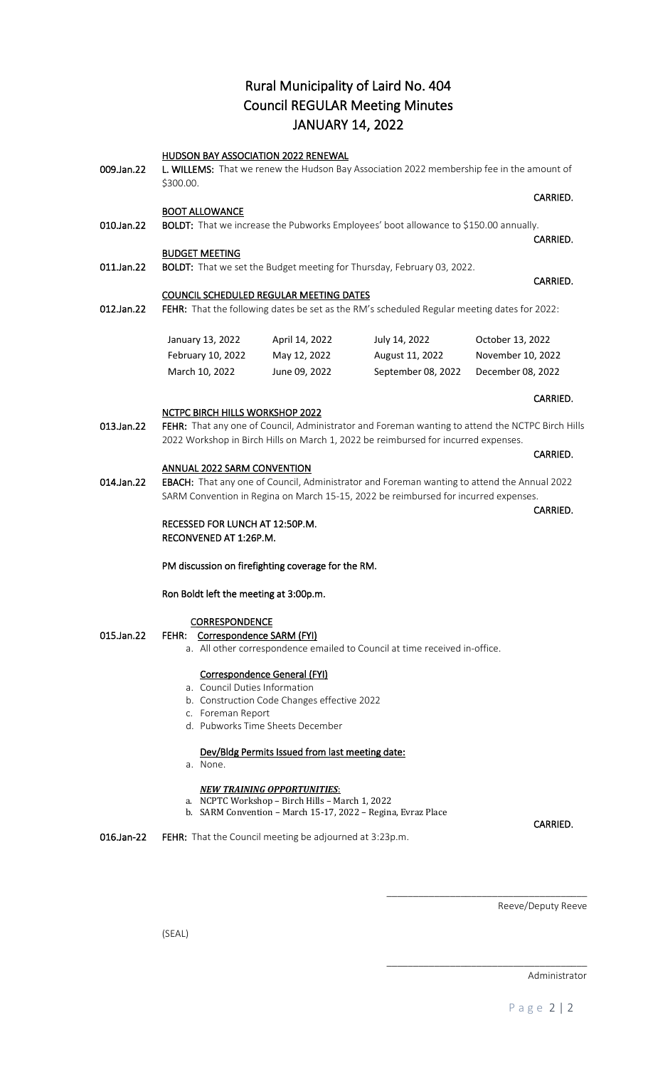# Rural Municipality of Laird No. 404
# Council REGULAR Meeting Minutes
# JANUARY 14, 2022

**HUDSON BAY ASSOCIATION 2022 RENEWAL**

009.Jan.22 **L. WILLEMS:** That we renew the Hudson Bay Association 2022 membership fee in the amount of $300.00.

**CARRIED.**

**BOOT ALLOWANCE**

010.Jan.22 **BOLDT:** That we increase the Pubworks Employees' boot allowance to $150.00 annually.

**CARRIED.**

**BUDGET MEETING**

011.Jan.22 **BOLDT:** That we set the Budget meeting for Thursday, February 03, 2022.

**CARRIED.**

**COUNCIL SCHEDULED REGULAR MEETING DATES**

012.Jan.22 **FEHR:** That the following dates be set as the RM's scheduled Regular meeting dates for 2022:

| | | | |
|---|---|---|---|
| January 13, 2022 | April 14, 2022 | July 14, 2022 | October 13, 2022 |
| February 10, 2022 | May 12, 2022 | August 11, 2022 | November 10, 2022 |
| March 10, 2022 | June 09, 2022 | September 08, 2022 | December 08, 2022 |

**CARRIED.**

**NCTPC BIRCH HILLS WORKSHOP 2022**

013.Jan.22 **FEHR:** That any one of Council, Administrator and Foreman wanting to attend the NCTPC Birch Hills 2022 Workshop in Birch Hills on March 1, 2022 be reimbursed for incurred expenses.

**CARRIED.**

**ANNUAL 2022 SARM CONVENTION**

014.Jan.22 **EBACH:** That any one of Council, Administrator and Foreman wanting to attend the Annual 2022 SARM Convention in Regina on March 15-15, 2022 be reimbursed for incurred expenses.

**CARRIED.**

**RECESSED FOR LUNCH AT 12:50P.M.**
**RECONVENED AT 1:26P.M.**

**PM discussion on firefighting coverage for the RM.**

**Ron Boldt left the meeting at 3:00p.m.**

**CORRESPONDENCE**

015.Jan.22 **FEHR: Correspondence SARM (FYI)**

a. All other correspondence emailed to Council at time received in-office.

**Correspondence General (FYI)**

a. Council Duties Information
b. Construction Code Changes effective 2022
c. Foreman Report
d. Pubworks Time Sheets December

**Dev/Bldg Permits Issued from last meeting date:**

a. None.

***NEW TRAINING OPPORTUNITIES*:**

a. NCPTC Workshop – Birch Hills – March 1, 2022
b. SARM Convention – March 15-17, 2022 – Regina, Evraz Place

**CARRIED.**

016.Jan-22 **FEHR:** That the Council meeting be adjourned at 3:23p.m.

\_\_\_\_\_\_\_\_\_\_\_\_\_\_\_\_\_\_\_\_\_\_\_\_\_\_\_\_\_\_\_\_\_\_\_\_\_\_
Reeve/Deputy Reeve

(SEAL)

\_\_\_\_\_\_\_\_\_\_\_\_\_\_\_\_\_\_\_\_\_\_\_\_\_\_\_\_\_\_\_\_\_\_\_\_\_\_
Administrator